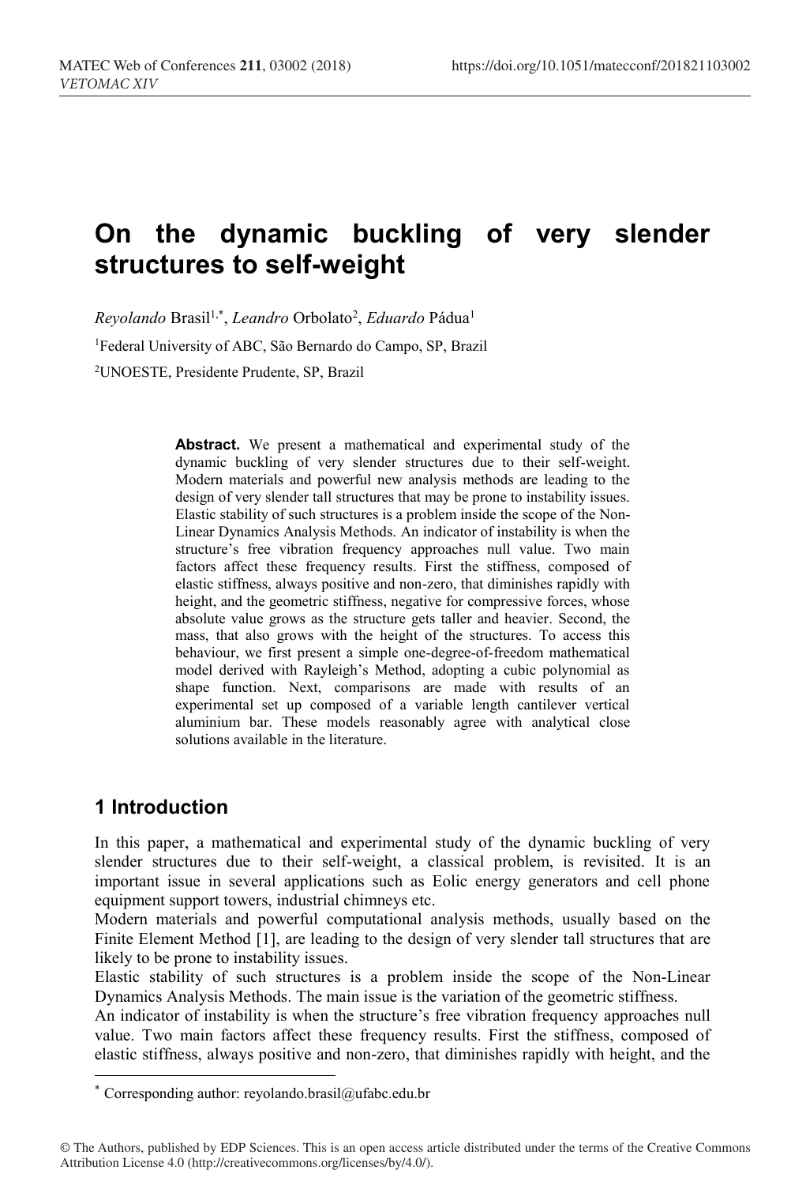# On the dynamic buckling of very slender structures to self-weight

*Reyolando* Brasil[1,*], *Leandro* Orbolato[2], *Eduardo* Pádua[1]

[1]Federal University of ABC, São Bernardo do Campo, SP, Brazil

[2]UNOESTE, Presidente Prudente, SP, Brazil

**Abstract.** We present a mathematical and experimental study of the dynamic buckling of very slender structures due to their self-weight. Modern materials and powerful new analysis methods are leading to the design of very slender tall structures that may be prone to instability issues. Elastic stability of such structures is a problem inside the scope of the Non-Linear Dynamics Analysis Methods. An indicator of instability is when the structure's free vibration frequency approaches null value. Two main factors affect these frequency results. First the stiffness, composed of elastic stiffness, always positive and non-zero, that diminishes rapidly with height, and the geometric stiffness, negative for compressive forces, whose absolute value grows as the structure gets taller and heavier. Second, the mass, that also grows with the height of the structures. To access this behaviour, we first present a simple one-degree-of-freedom mathematical model derived with Rayleigh's Method, adopting a cubic polynomial as shape function. Next, comparisons are made with results of an experimental set up composed of a variable length cantilever vertical aluminium bar. These models reasonably agree with analytical close solutions available in the literature.

## 1 Introduction

In this paper, a mathematical and experimental study of the dynamic buckling of very slender structures due to their self-weight, a classical problem, is revisited. It is an important issue in several applications such as Eolic energy generators and cell phone equipment support towers, industrial chimneys etc.

Modern materials and powerful computational analysis methods, usually based on the Finite Element Method [1], are leading to the design of very slender tall structures that are likely to be prone to instability issues.

Elastic stability of such structures is a problem inside the scope of the Non-Linear Dynamics Analysis Methods. The main issue is the variation of the geometric stiffness.

An indicator of instability is when the structure's free vibration frequency approaches null value. Two main factors affect these frequency results. First the stiffness, composed of elastic stiffness, always positive and non-zero, that diminishes rapidly with height, and the

---

[*] Corresponding author: reyolando.brasil@ufabc.edu.br

© The Authors, published by EDP Sciences. This is an open access article distributed under the terms of the Creative Commons Attribution License 4.0 (http://creativecommons.org/licenses/by/4.0/).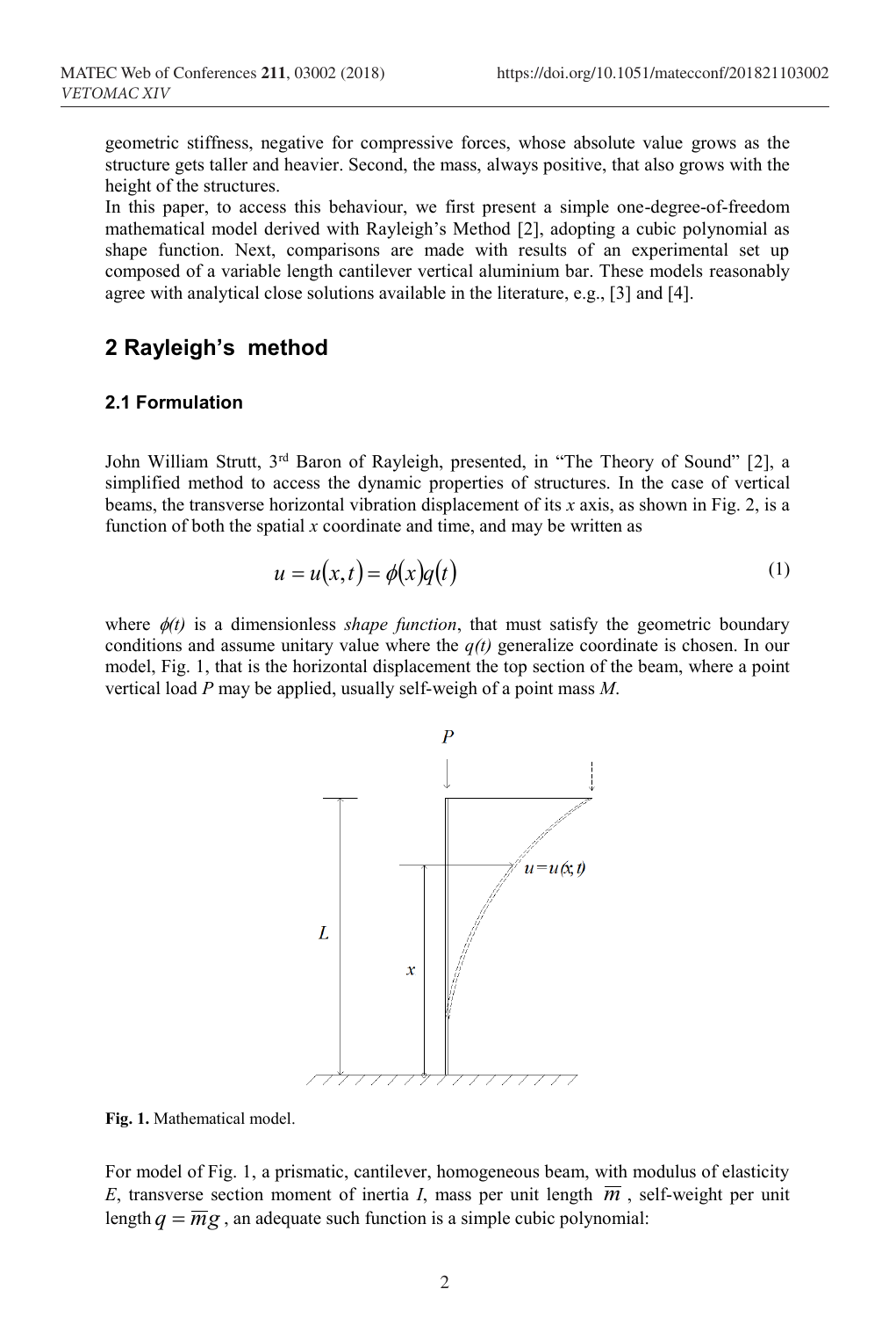geometric stiffness, negative for compressive forces, whose absolute value grows as the structure gets taller and heavier. Second, the mass, always positive, that also grows with the height of the structures.

In this paper, to access this behaviour, we first present a simple one-degree-of-freedom mathematical model derived with Rayleigh's Method [2], adopting a cubic polynomial as shape function. Next, comparisons are made with results of an experimental set up composed of a variable length cantilever vertical aluminium bar. These models reasonably agree with analytical close solutions available in the literature, e.g., [3] and [4].

## 2 Rayleigh's method

### 2.1 Formulation

John William Strutt, 3rd Baron of Rayleigh, presented, in "The Theory of Sound" [2], a simplified method to access the dynamic properties of structures. In the case of vertical beams, the transverse horizontal vibration displacement of its $x$ axis, as shown in Fig. 2, is a function of both the spatial $x$ coordinate and time, and may be written as

$$u = u(x,t) = \phi(x)q(t) \tag{1}$$

where $\phi(t)$ is a dimensionless *shape function*, that must satisfy the geometric boundary conditions and assume unitary value where the $q(t)$ generalize coordinate is chosen. In our model, Fig. 1, that is the horizontal displacement the top section of the beam, where a point vertical load $P$ may be applied, usually self-weigh of a point mass $M$.

**Fig. 1.** Mathematical model.

For model of Fig. 1, a prismatic, cantilever, homogeneous beam, with modulus of elasticity $E$, transverse section moment of inertia $I$, mass per unit length $\overline{m}$, self-weight per unit length $q = \overline{m}g$, an adequate such function is a simple cubic polynomial: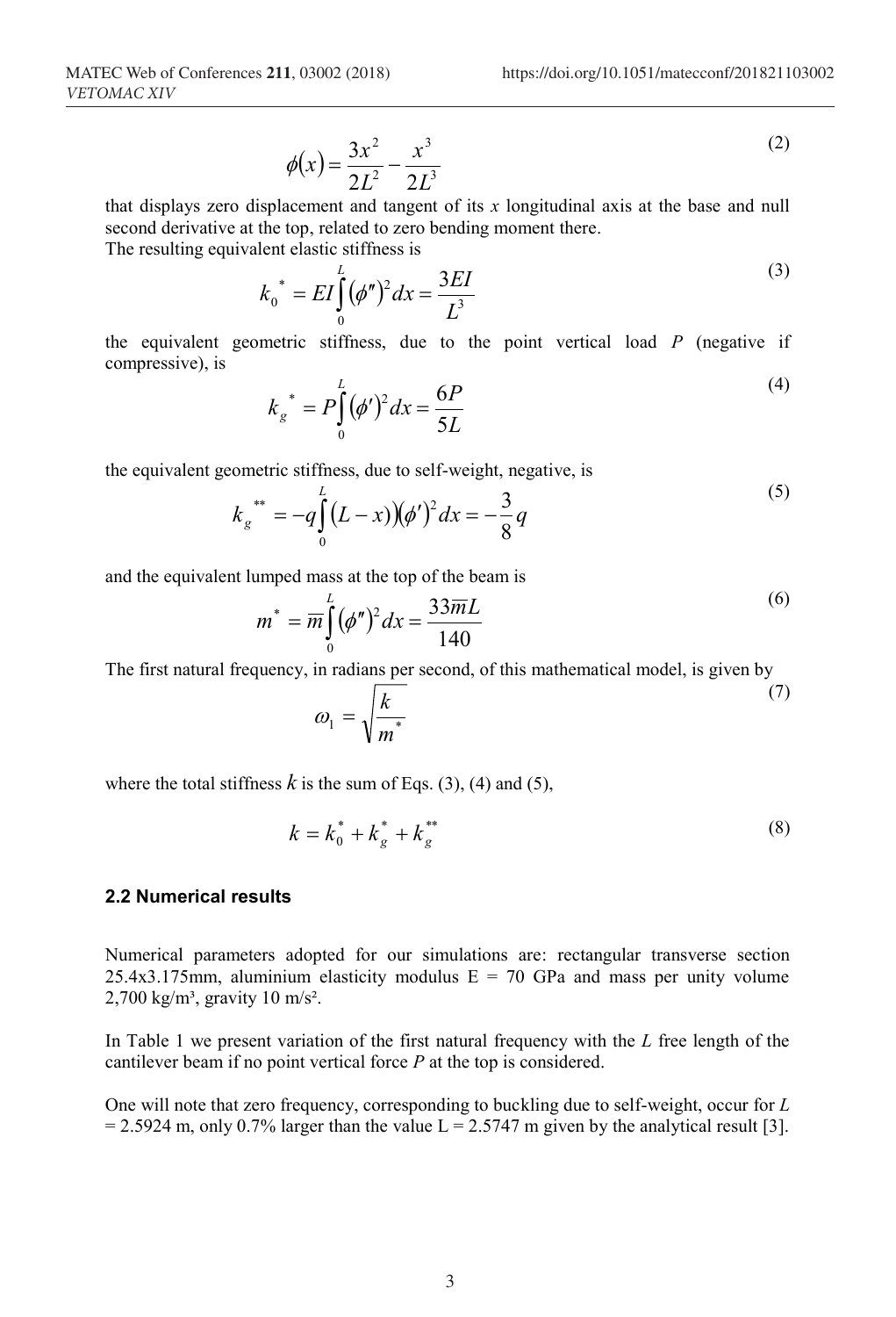$$\phi(x) = \frac{3x^2}{2L^2} - \frac{x^3}{2L^3} \tag{2}$$

that displays zero displacement and tangent of its $x$ longitudinal axis at the base and null second derivative at the top, related to zero bending moment there.
The resulting equivalent elastic stiffness is

$$k_0^{\ *} = EI\int_0^L (\phi'')^2 dx = \frac{3EI}{L^3} \tag{3}$$

the equivalent geometric stiffness, due to the point vertical load $P$ (negative if compressive), is

$$k_g^{\ *} = P\int_0^L (\phi')^2 dx = \frac{6P}{5L} \tag{4}$$

the equivalent geometric stiffness, due to self-weight, negative, is

$$k_g^{\ **} = -q\int_0^L (L-x)(\phi')^2 dx = -\frac{3}{8}q \tag{5}$$

and the equivalent lumped mass at the top of the beam is

$$m^* = \overline{m}\int_0^L (\phi'')^2 dx = \frac{33\overline{m}L}{140} \tag{6}$$

The first natural frequency, in radians per second, of this mathematical model, is given by

$$\omega_1 = \sqrt{\frac{k}{m^*}} \tag{7}$$

where the total stiffness $k$ is the sum of Eqs. (3), (4) and (5),

$$k = k_0^* + k_g^* + k_g^{**} \tag{8}$$

### 2.2 Numerical results

Numerical parameters adopted for our simulations are: rectangular transverse section 25.4x3.175mm, aluminium elasticity modulus E = 70 GPa and mass per unity volume 2,700 kg/m³, gravity 10 m/s².

In Table 1 we present variation of the first natural frequency with the $L$ free length of the cantilever beam if no point vertical force $P$ at the top is considered.

One will note that zero frequency, corresponding to buckling due to self-weight, occur for $L$ = 2.5924 m, only 0.7% larger than the value L = 2.5747 m given by the analytical result [3].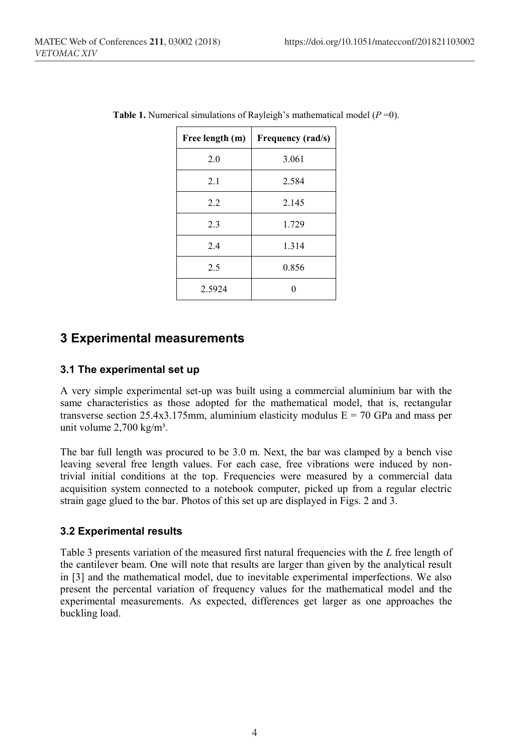**Table 1.** Numerical simulations of Rayleigh's mathematical model ($P$ =0).

| Free length (m) | Frequency (rad/s) |
| --- | --- |
| 2.0 | 3.061 |
| 2.1 | 2.584 |
| 2.2 | 2.145 |
| 2.3 | 1.729 |
| 2.4 | 1.314 |
| 2.5 | 0.856 |
| 2.5924 | 0 |

## 3 Experimental measurements

### 3.1 The experimental set up

A very simple experimental set-up was built using a commercial aluminium bar with the same characteristics as those adopted for the mathematical model, that is, rectangular transverse section 25.4x3.175mm, aluminium elasticity modulus E = 70 GPa and mass per unit volume 2,700 kg/m³.

The bar full length was procured to be 3.0 m. Next, the bar was clamped by a bench vise leaving several free length values. For each case, free vibrations were induced by non-trivial initial conditions at the top. Frequencies were measured by a commercial data acquisition system connected to a notebook computer, picked up from a regular electric strain gage glued to the bar. Photos of this set up are displayed in Figs. 2 and 3.

### 3.2 Experimental results

Table 3 presents variation of the measured first natural frequencies with the $L$ free length of the cantilever beam. One will note that results are larger than given by the analytical result in [3] and the mathematical model, due to inevitable experimental imperfections. We also present the percental variation of frequency values for the mathematical model and the experimental measurements. As expected, differences get larger as one approaches the buckling load.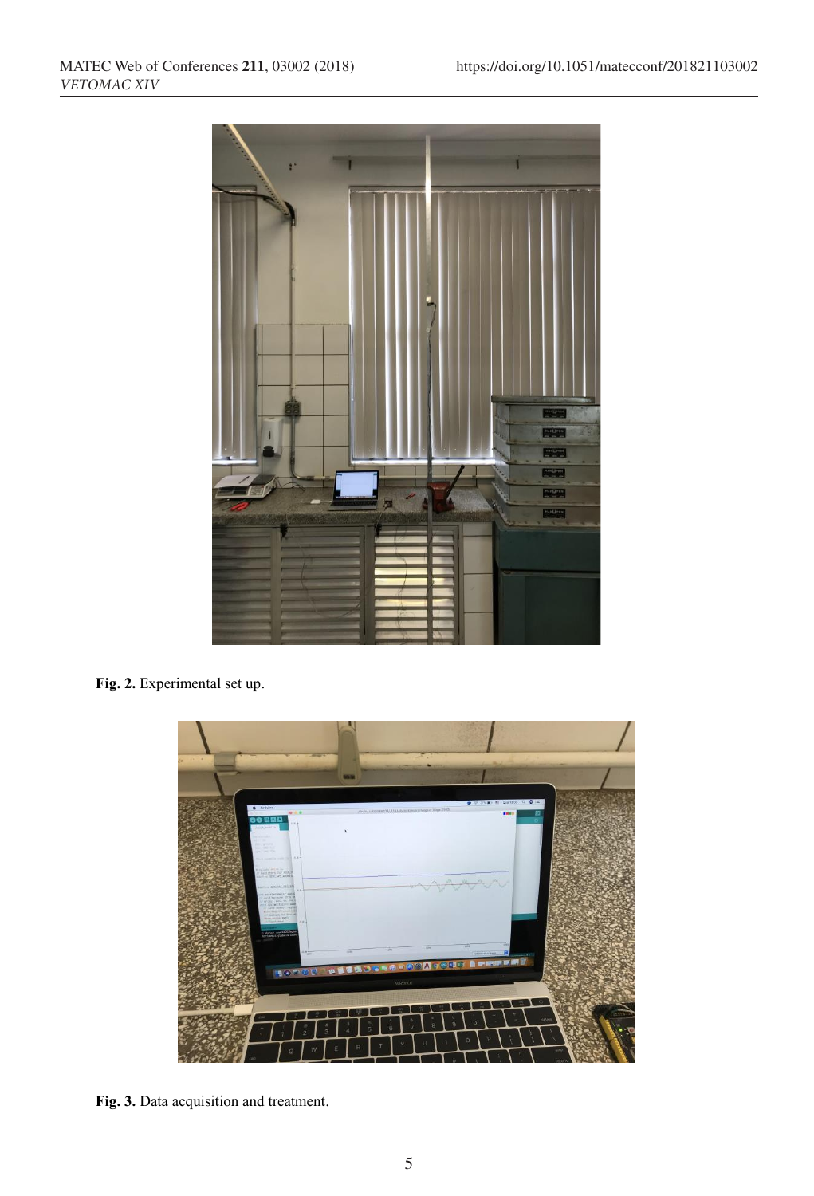**Fig. 2.** Experimental set up.

**Fig. 3.** Data acquisition and treatment.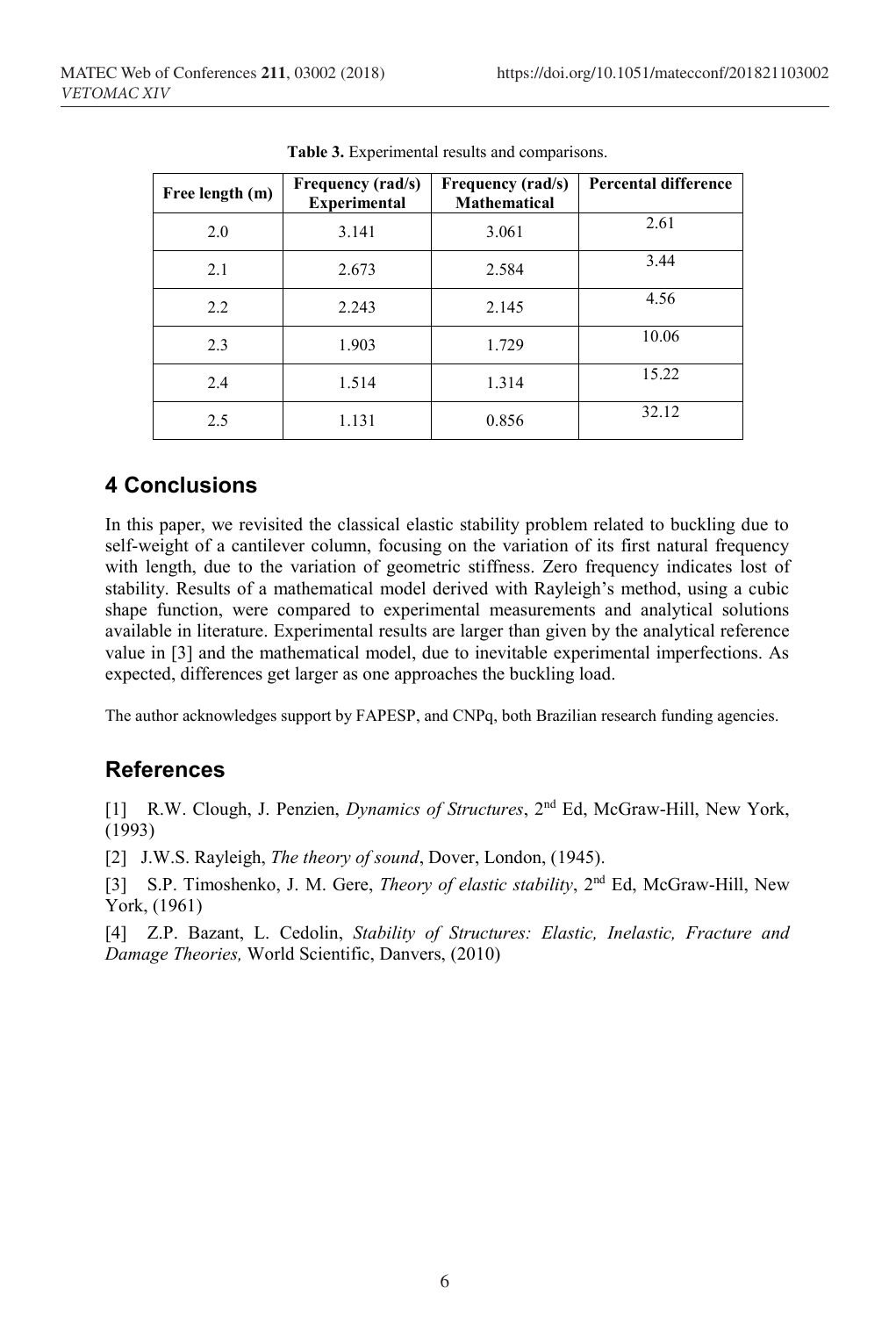**Table 3.** Experimental results and comparisons.

| Free length (m) | Frequency (rad/s) Experimental | Frequency (rad/s) Mathematical | Percental difference |
|---|---|---|---|
| 2.0 | 3.141 | 3.061 | 2.61 |
| 2.1 | 2.673 | 2.584 | 3.44 |
| 2.2 | 2.243 | 2.145 | 4.56 |
| 2.3 | 1.903 | 1.729 | 10.06 |
| 2.4 | 1.514 | 1.314 | 15.22 |
| 2.5 | 1.131 | 0.856 | 32.12 |

## 4 Conclusions

In this paper, we revisited the classical elastic stability problem related to buckling due to self-weight of a cantilever column, focusing on the variation of its first natural frequency with length, due to the variation of geometric stiffness. Zero frequency indicates lost of stability. Results of a mathematical model derived with Rayleigh's method, using a cubic shape function, were compared to experimental measurements and analytical solutions available in literature. Experimental results are larger than given by the analytical reference value in [3] and the mathematical model, due to inevitable experimental imperfections. As expected, differences get larger as one approaches the buckling load.

The author acknowledges support by FAPESP, and CNPq, both Brazilian research funding agencies.

## References

[1] R.W. Clough, J. Penzien, *Dynamics of Structures*, 2nd Ed, McGraw-Hill, New York, (1993)

[2] J.W.S. Rayleigh, *The theory of sound*, Dover, London, (1945).

[3] S.P. Timoshenko, J. M. Gere, *Theory of elastic stability*, 2nd Ed, McGraw-Hill, New York, (1961)

[4] Z.P. Bazant, L. Cedolin, *Stability of Structures: Elastic, Inelastic, Fracture and Damage Theories,* World Scientific, Danvers, (2010)